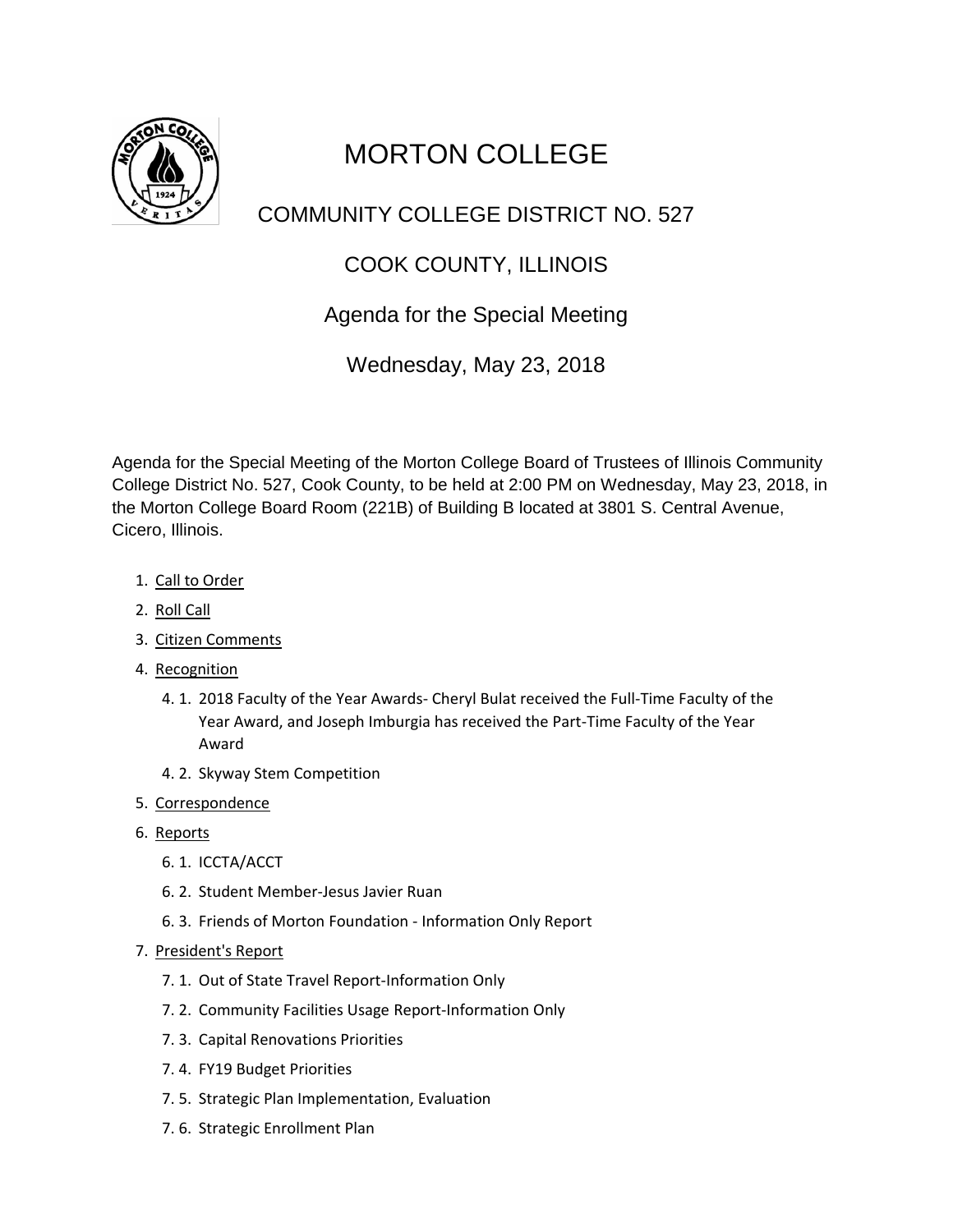# MORTON COLLEGE

## COMMUNITY COLLEGE DISTRICT NO. 527

## COOK COUNTY, ILLINOIS

## Agenda for the Special Meeting

## Wednesday, May 23, 2018

Agenda for the Special Meeting of the Morton College Board of Trustees of Illinois Community College District No. 527, Cook County, to be held at 2:00 PM on Wednesday, May 23, 2018, in the Morton College Board Room (221B) of Building B located at 3801 S. Central Avenue, Cicero, Illinois.

1. Call to Order
2. Roll Call
3. Citizen Comments
4. Recognition
   - 4. 1. 2018 Faculty of the Year Awards- Cheryl Bulat received the Full-Time Faculty of the Year Award, and Joseph Imburgia has received the Part-Time Faculty of the Year Award
   - 4. 2. Skyway Stem Competition
5. Correspondence
6. Reports
   - 6. 1. ICCTA/ACCT
   - 6. 2. Student Member-Jesus Javier Ruan
   - 6. 3. Friends of Morton Foundation - Information Only Report
7. President's Report
   - 7. 1. Out of State Travel Report-Information Only
   - 7. 2. Community Facilities Usage Report-Information Only
   - 7. 3. Capital Renovations Priorities
   - 7. 4. FY19 Budget Priorities
   - 7. 5. Strategic Plan Implementation, Evaluation
   - 7. 6. Strategic Enrollment Plan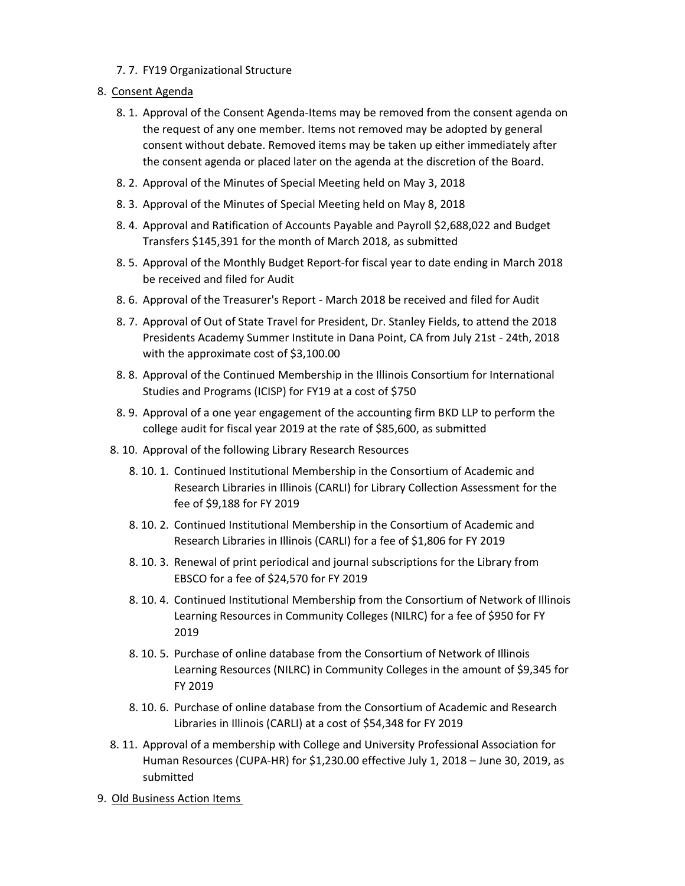7. 7. FY19 Organizational Structure

8. Consent Agenda

   8. 1. Approval of the Consent Agenda-Items may be removed from the consent agenda on the request of any one member. Items not removed may be adopted by general consent without debate. Removed items may be taken up either immediately after the consent agenda or placed later on the agenda at the discretion of the Board.

   8. 2. Approval of the Minutes of Special Meeting held on May 3, 2018

   8. 3. Approval of the Minutes of Special Meeting held on May 8, 2018

   8. 4. Approval and Ratification of Accounts Payable and Payroll $2,688,022 and Budget Transfers $145,391 for the month of March 2018, as submitted

   8. 5. Approval of the Monthly Budget Report-for fiscal year to date ending in March 2018 be received and filed for Audit

   8. 6. Approval of the Treasurer's Report - March 2018 be received and filed for Audit

   8. 7. Approval of Out of State Travel for President, Dr. Stanley Fields, to attend the 2018 Presidents Academy Summer Institute in Dana Point, CA from July 21st - 24th, 2018 with the approximate cost of $3,100.00

   8. 8. Approval of the Continued Membership in the Illinois Consortium for International Studies and Programs (ICISP) for FY19 at a cost of $750

   8. 9. Approval of a one year engagement of the accounting firm BKD LLP to perform the college audit for fiscal year 2019 at the rate of $85,600, as submitted

   8. 10. Approval of the following Library Research Resources

      8. 10. 1. Continued Institutional Membership in the Consortium of Academic and Research Libraries in Illinois (CARLI) for Library Collection Assessment for the fee of $9,188 for FY 2019

      8. 10. 2. Continued Institutional Membership in the Consortium of Academic and Research Libraries in Illinois (CARLI) for a fee of $1,806 for FY 2019

      8. 10. 3. Renewal of print periodical and journal subscriptions for the Library from EBSCO for a fee of $24,570 for FY 2019

      8. 10. 4. Continued Institutional Membership from the Consortium of Network of Illinois Learning Resources in Community Colleges (NILRC) for a fee of $950 for FY 2019

      8. 10. 5. Purchase of online database from the Consortium of Network of Illinois Learning Resources (NILRC) in Community Colleges in the amount of $9,345 for FY 2019

      8. 10. 6. Purchase of online database from the Consortium of Academic and Research Libraries in Illinois (CARLI) at a cost of $54,348 for FY 2019

   8. 11. Approval of a membership with College and University Professional Association for Human Resources (CUPA-HR) for $1,230.00 effective July 1, 2018 – June 30, 2019, as submitted

9. Old Business Action Items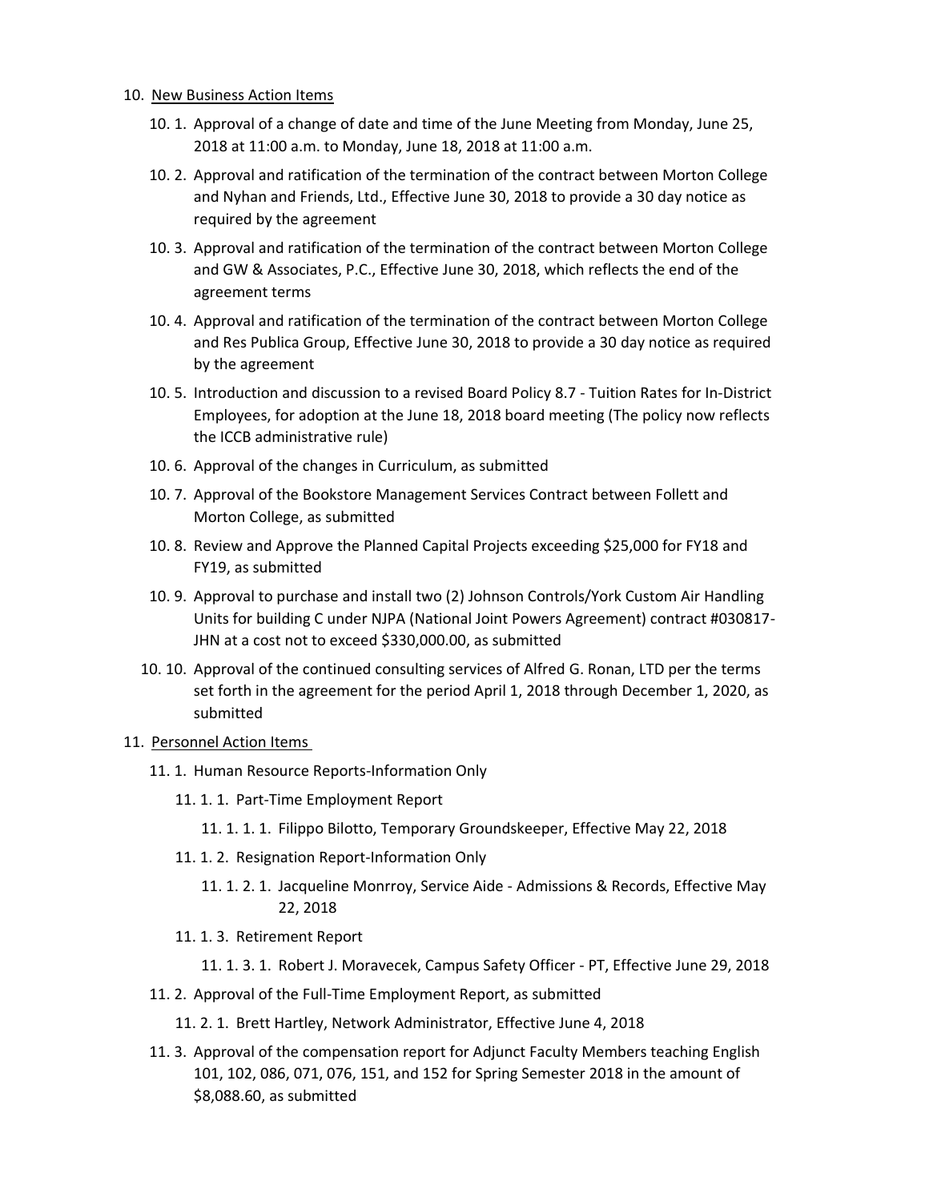10. New Business Action Items

    10. 1. Approval of a change of date and time of the June Meeting from Monday, June 25, 2018 at 11:00 a.m. to Monday, June 18, 2018 at 11:00 a.m.

    10. 2. Approval and ratification of the termination of the contract between Morton College and Nyhan and Friends, Ltd., Effective June 30, 2018 to provide a 30 day notice as required by the agreement

    10. 3. Approval and ratification of the termination of the contract between Morton College and GW & Associates, P.C., Effective June 30, 2018, which reflects the end of the agreement terms

    10. 4. Approval and ratification of the termination of the contract between Morton College and Res Publica Group, Effective June 30, 2018 to provide a 30 day notice as required by the agreement

    10. 5. Introduction and discussion to a revised Board Policy 8.7 - Tuition Rates for In-District Employees, for adoption at the June 18, 2018 board meeting (The policy now reflects the ICCB administrative rule)

    10. 6. Approval of the changes in Curriculum, as submitted

    10. 7. Approval of the Bookstore Management Services Contract between Follett and Morton College, as submitted

    10. 8. Review and Approve the Planned Capital Projects exceeding $25,000 for FY18 and FY19, as submitted

    10. 9. Approval to purchase and install two (2) Johnson Controls/York Custom Air Handling Units for building C under NJPA (National Joint Powers Agreement) contract #030817-JHN at a cost not to exceed $330,000.00, as submitted

    10. 10. Approval of the continued consulting services of Alfred G. Ronan, LTD per the terms set forth in the agreement for the period April 1, 2018 through December 1, 2020, as submitted

11. Personnel Action Items

    11. 1. Human Resource Reports-Information Only

        11. 1. 1. Part-Time Employment Report

            11. 1. 1. 1. Filippo Bilotto, Temporary Groundskeeper, Effective May 22, 2018

        11. 1. 2. Resignation Report-Information Only

            11. 1. 2. 1. Jacqueline Monrroy, Service Aide - Admissions & Records, Effective May 22, 2018

        11. 1. 3. Retirement Report

            11. 1. 3. 1. Robert J. Moravecek, Campus Safety Officer - PT, Effective June 29, 2018

    11. 2. Approval of the Full-Time Employment Report, as submitted

        11. 2. 1. Brett Hartley, Network Administrator, Effective June 4, 2018

    11. 3. Approval of the compensation report for Adjunct Faculty Members teaching English 101, 102, 086, 071, 076, 151, and 152 for Spring Semester 2018 in the amount of $8,088.60, as submitted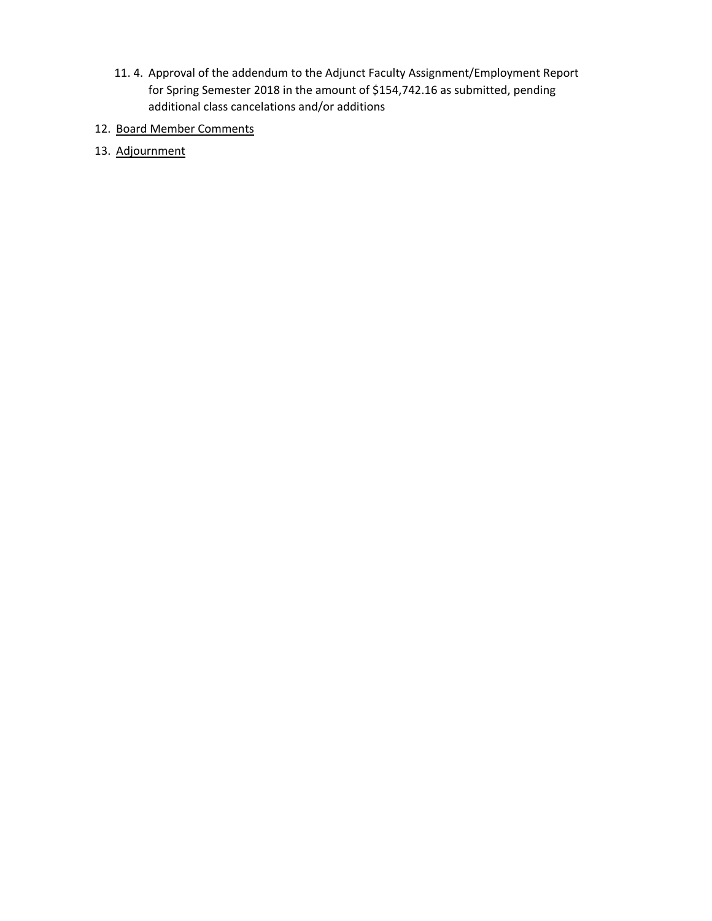11. 4. Approval of the addendum to the Adjunct Faculty Assignment/Employment Report for Spring Semester 2018 in the amount of $154,742.16 as submitted, pending additional class cancelations and/or additions

12. <u>Board Member Comments</u>

13. <u>Adjournment</u>